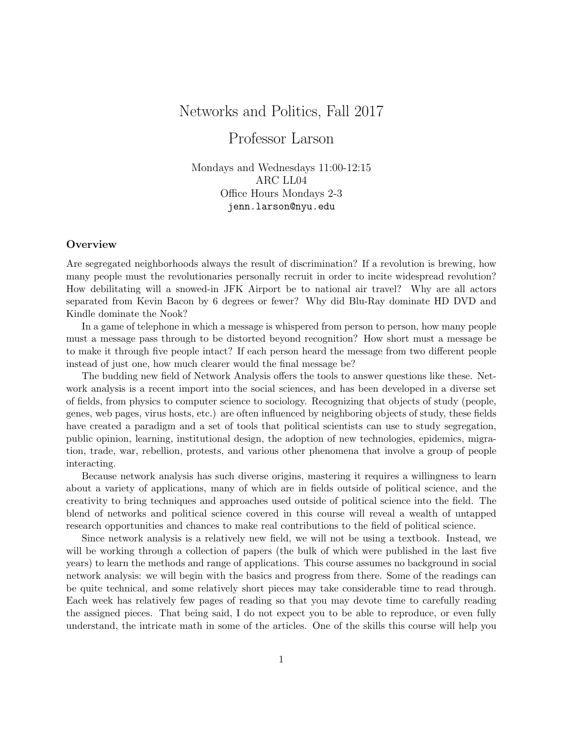# Networks and Politics, Fall 2017

## Professor Larson

Mondays and Wednesdays 11:00-12:15
ARC LL04
Office Hours Mondays 2-3
jenn.larson@nyu.edu

### Overview

Are segregated neighborhoods always the result of discrimination? If a revolution is brewing, how many people must the revolutionaries personally recruit in order to incite widespread revolution? How debilitating will a snowed-in JFK Airport be to national air travel? Why are all actors separated from Kevin Bacon by 6 degrees or fewer? Why did Blu-Ray dominate HD DVD and Kindle dominate the Nook?

In a game of telephone in which a message is whispered from person to person, how many people must a message pass through to be distorted beyond recognition? How short must a message be to make it through five people intact? If each person heard the message from two different people instead of just one, how much clearer would the final message be?

The budding new field of Network Analysis offers the tools to answer questions like these. Network analysis is a recent import into the social sciences, and has been developed in a diverse set of fields, from physics to computer science to sociology. Recognizing that objects of study (people, genes, web pages, virus hosts, etc.) are often influenced by neighboring objects of study, these fields have created a paradigm and a set of tools that political scientists can use to study segregation, public opinion, learning, institutional design, the adoption of new technologies, epidemics, migration, trade, war, rebellion, protests, and various other phenomena that involve a group of people interacting.

Because network analysis has such diverse origins, mastering it requires a willingness to learn about a variety of applications, many of which are in fields outside of political science, and the creativity to bring techniques and approaches used outside of political science into the field. The blend of networks and political science covered in this course will reveal a wealth of untapped research opportunities and chances to make real contributions to the field of political science.

Since network analysis is a relatively new field, we will not be using a textbook. Instead, we will be working through a collection of papers (the bulk of which were published in the last five years) to learn the methods and range of applications. This course assumes no background in social network analysis: we will begin with the basics and progress from there. Some of the readings can be quite technical, and some relatively short pieces may take considerable time to read through. Each week has relatively few pages of reading so that you may devote time to carefully reading the assigned pieces. That being said, I do not expect you to be able to reproduce, or even fully understand, the intricate math in some of the articles. One of the skills this course will help you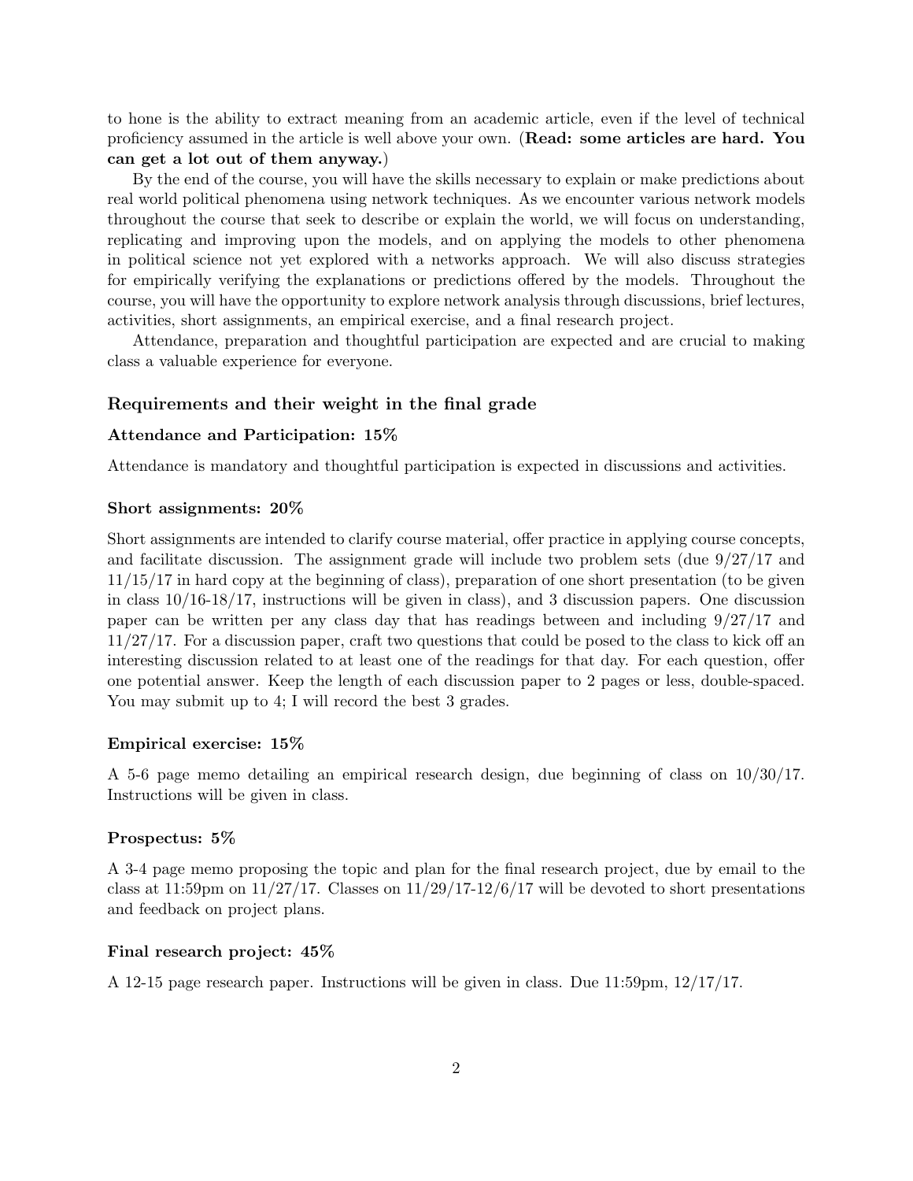to hone is the ability to extract meaning from an academic article, even if the level of technical proficiency assumed in the article is well above your own. (**Read: some articles are hard. You can get a lot out of them anyway.**)

By the end of the course, you will have the skills necessary to explain or make predictions about real world political phenomena using network techniques. As we encounter various network models throughout the course that seek to describe or explain the world, we will focus on understanding, replicating and improving upon the models, and on applying the models to other phenomena in political science not yet explored with a networks approach. We will also discuss strategies for empirically verifying the explanations or predictions offered by the models. Throughout the course, you will have the opportunity to explore network analysis through discussions, brief lectures, activities, short assignments, an empirical exercise, and a final research project.

Attendance, preparation and thoughtful participation are expected and are crucial to making class a valuable experience for everyone.

### Requirements and their weight in the final grade

#### Attendance and Participation: 15%

Attendance is mandatory and thoughtful participation is expected in discussions and activities.

#### Short assignments: 20%

Short assignments are intended to clarify course material, offer practice in applying course concepts, and facilitate discussion. The assignment grade will include two problem sets (due 9/27/17 and 11/15/17 in hard copy at the beginning of class), preparation of one short presentation (to be given in class 10/16-18/17, instructions will be given in class), and 3 discussion papers. One discussion paper can be written per any class day that has readings between and including 9/27/17 and 11/27/17. For a discussion paper, craft two questions that could be posed to the class to kick off an interesting discussion related to at least one of the readings for that day. For each question, offer one potential answer. Keep the length of each discussion paper to 2 pages or less, double-spaced. You may submit up to 4; I will record the best 3 grades.

#### Empirical exercise: 15%

A 5-6 page memo detailing an empirical research design, due beginning of class on 10/30/17. Instructions will be given in class.

#### Prospectus: 5%

A 3-4 page memo proposing the topic and plan for the final research project, due by email to the class at 11:59pm on 11/27/17. Classes on 11/29/17-12/6/17 will be devoted to short presentations and feedback on project plans.

#### Final research project: 45%

A 12-15 page research paper. Instructions will be given in class. Due 11:59pm, 12/17/17.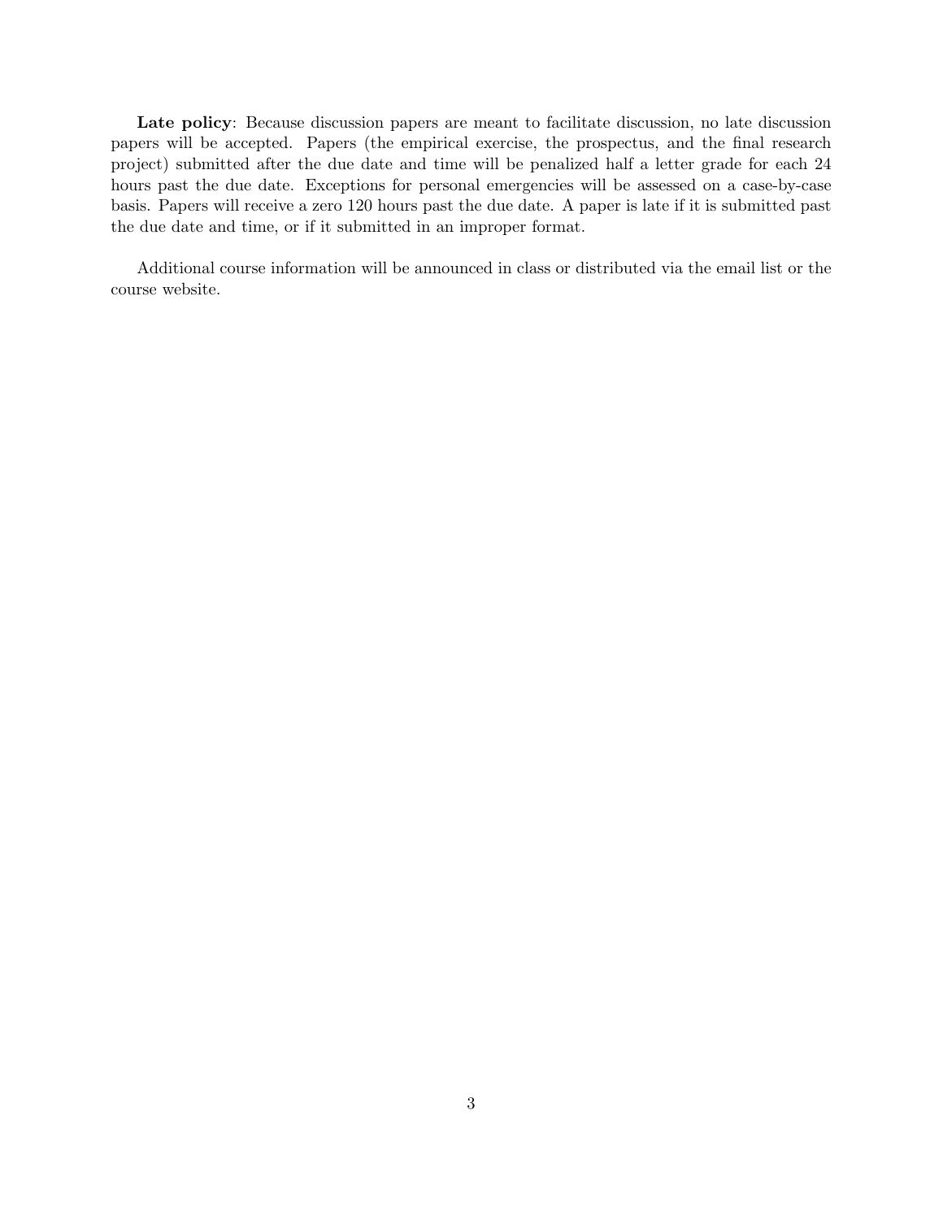**Late policy**: Because discussion papers are meant to facilitate discussion, no late discussion papers will be accepted. Papers (the empirical exercise, the prospectus, and the final research project) submitted after the due date and time will be penalized half a letter grade for each 24 hours past the due date. Exceptions for personal emergencies will be assessed on a case-by-case basis. Papers will receive a zero 120 hours past the due date. A paper is late if it is submitted past the due date and time, or if it submitted in an improper format.

Additional course information will be announced in class or distributed via the email list or the course website.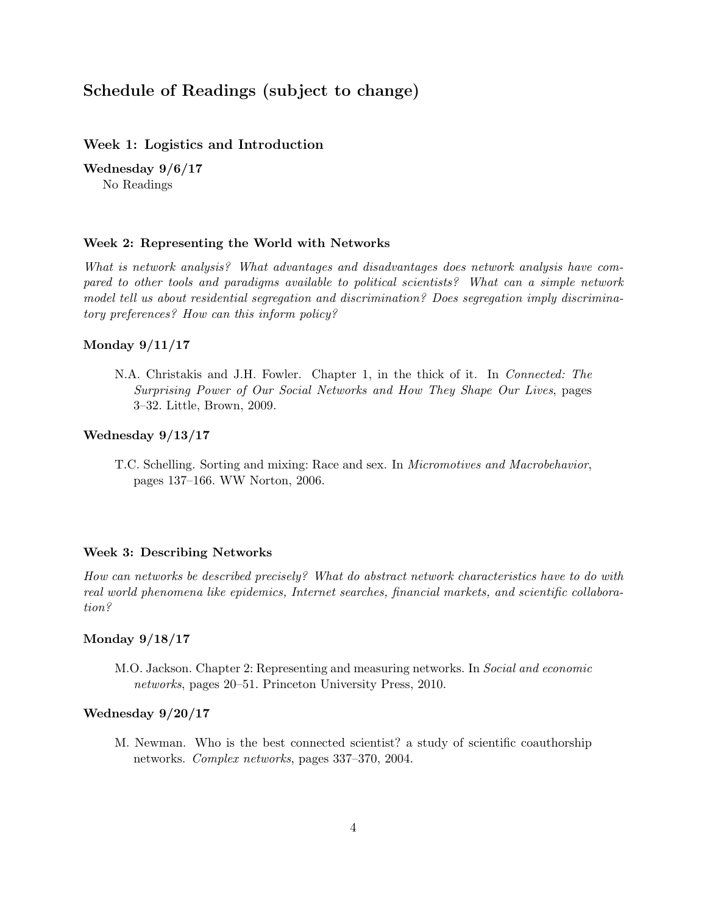## Schedule of Readings (subject to change)

### Week 1: Logistics and Introduction

**Wednesday 9/6/17**

No Readings

### Week 2: Representing the World with Networks

*What is network analysis? What advantages and disadvantages does network analysis have compared to other tools and paradigms available to political scientists? What can a simple network model tell us about residential segregation and discrimination? Does segregation imply discriminatory preferences? How can this inform policy?*

**Monday 9/11/17**

N.A. Christakis and J.H. Fowler. Chapter 1, in the thick of it. In *Connected: The Surprising Power of Our Social Networks and How They Shape Our Lives*, pages 3–32. Little, Brown, 2009.

**Wednesday 9/13/17**

T.C. Schelling. Sorting and mixing: Race and sex. In *Micromotives and Macrobehavior*, pages 137–166. WW Norton, 2006.

### Week 3: Describing Networks

*How can networks be described precisely? What do abstract network characteristics have to do with real world phenomena like epidemics, Internet searches, financial markets, and scientific collaboration?*

**Monday 9/18/17**

M.O. Jackson. Chapter 2: Representing and measuring networks. In *Social and economic networks*, pages 20–51. Princeton University Press, 2010.

**Wednesday 9/20/17**

M. Newman. Who is the best connected scientist? a study of scientific coauthorship networks. *Complex networks*, pages 337–370, 2004.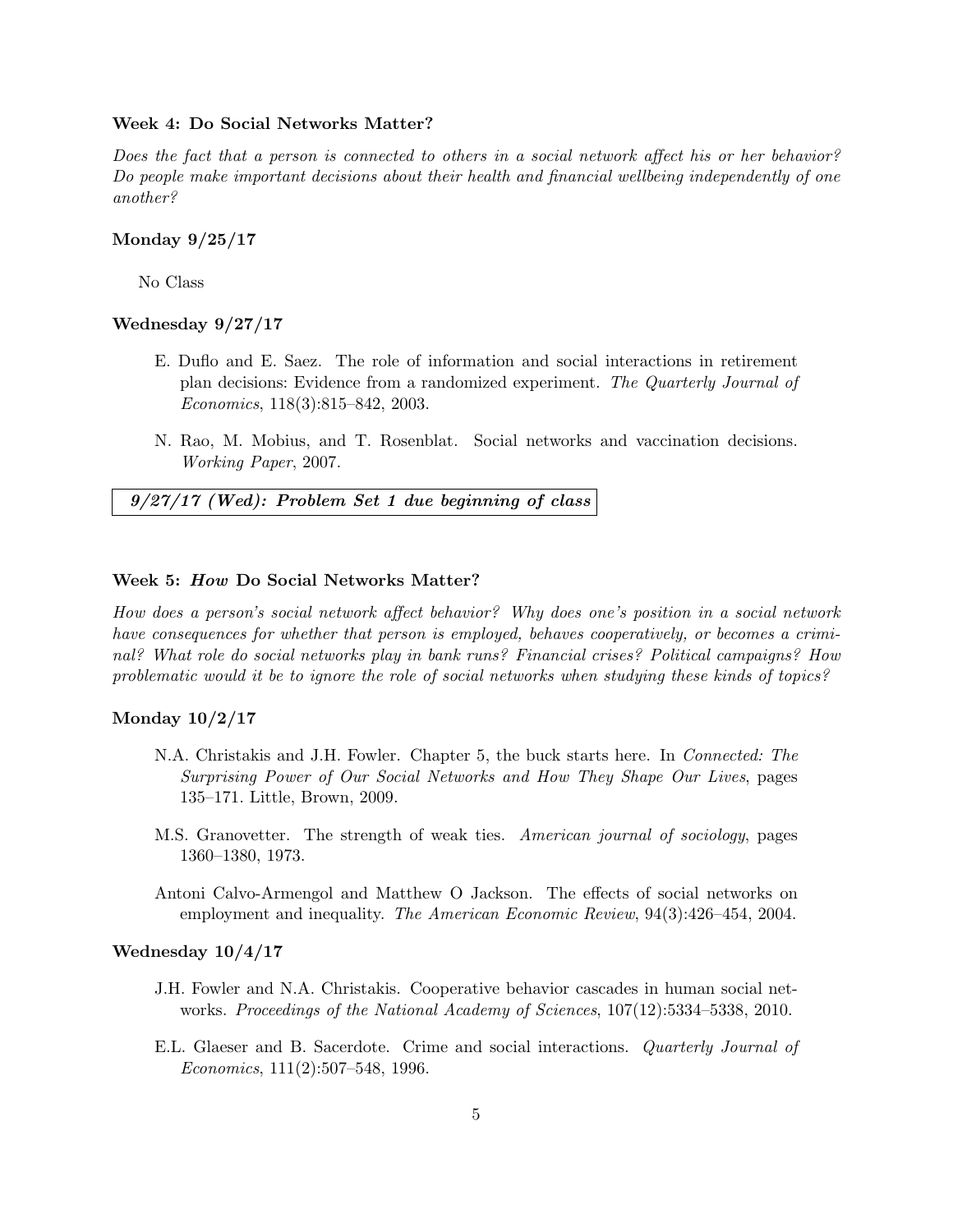### Week 4: Do Social Networks Matter?

*Does the fact that a person is connected to others in a social network affect his or her behavior? Do people make important decisions about their health and financial wellbeing independently of one another?*

#### Monday 9/25/17

No Class

#### Wednesday 9/27/17

E. Duflo and E. Saez. The role of information and social interactions in retirement plan decisions: Evidence from a randomized experiment. *The Quarterly Journal of Economics*, 118(3):815–842, 2003.

N. Rao, M. Mobius, and T. Rosenblat. Social networks and vaccination decisions. *Working Paper*, 2007.

***9/27/17 (Wed): Problem Set 1 due beginning of class***

### Week 5: *How* Do Social Networks Matter?

*How does a person's social network affect behavior? Why does one's position in a social network have consequences for whether that person is employed, behaves cooperatively, or becomes a criminal? What role do social networks play in bank runs? Financial crises? Political campaigns? How problematic would it be to ignore the role of social networks when studying these kinds of topics?*

#### Monday 10/2/17

N.A. Christakis and J.H. Fowler. Chapter 5, the buck starts here. In *Connected: The Surprising Power of Our Social Networks and How They Shape Our Lives*, pages 135–171. Little, Brown, 2009.

M.S. Granovetter. The strength of weak ties. *American journal of sociology*, pages 1360–1380, 1973.

Antoni Calvo-Armengol and Matthew O Jackson. The effects of social networks on employment and inequality. *The American Economic Review*, 94(3):426–454, 2004.

#### Wednesday 10/4/17

J.H. Fowler and N.A. Christakis. Cooperative behavior cascades in human social networks. *Proceedings of the National Academy of Sciences*, 107(12):5334–5338, 2010.

E.L. Glaeser and B. Sacerdote. Crime and social interactions. *Quarterly Journal of Economics*, 111(2):507–548, 1996.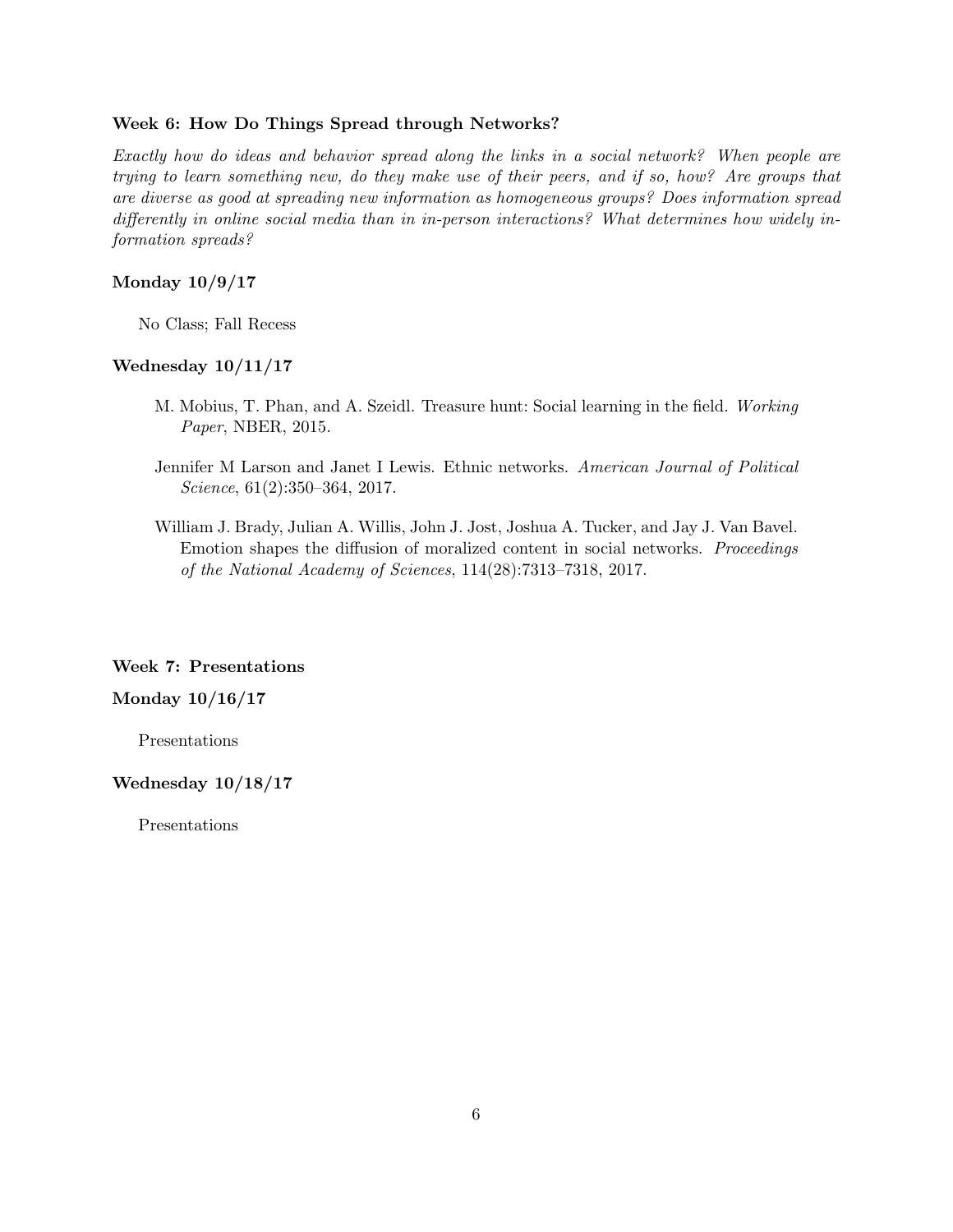### Week 6: How Do Things Spread through Networks?

*Exactly how do ideas and behavior spread along the links in a social network? When people are trying to learn something new, do they make use of their peers, and if so, how? Are groups that are diverse as good at spreading new information as homogeneous groups? Does information spread differently in online social media than in in-person interactions? What determines how widely information spreads?*

#### Monday 10/9/17

No Class; Fall Recess

#### Wednesday 10/11/17

M. Mobius, T. Phan, and A. Szeidl. Treasure hunt: Social learning in the field. *Working Paper*, NBER, 2015.

Jennifer M Larson and Janet I Lewis. Ethnic networks. *American Journal of Political Science*, 61(2):350–364, 2017.

William J. Brady, Julian A. Willis, John J. Jost, Joshua A. Tucker, and Jay J. Van Bavel. Emotion shapes the diffusion of moralized content in social networks. *Proceedings of the National Academy of Sciences*, 114(28):7313–7318, 2017.

### Week 7: Presentations

#### Monday 10/16/17

Presentations

#### Wednesday 10/18/17

Presentations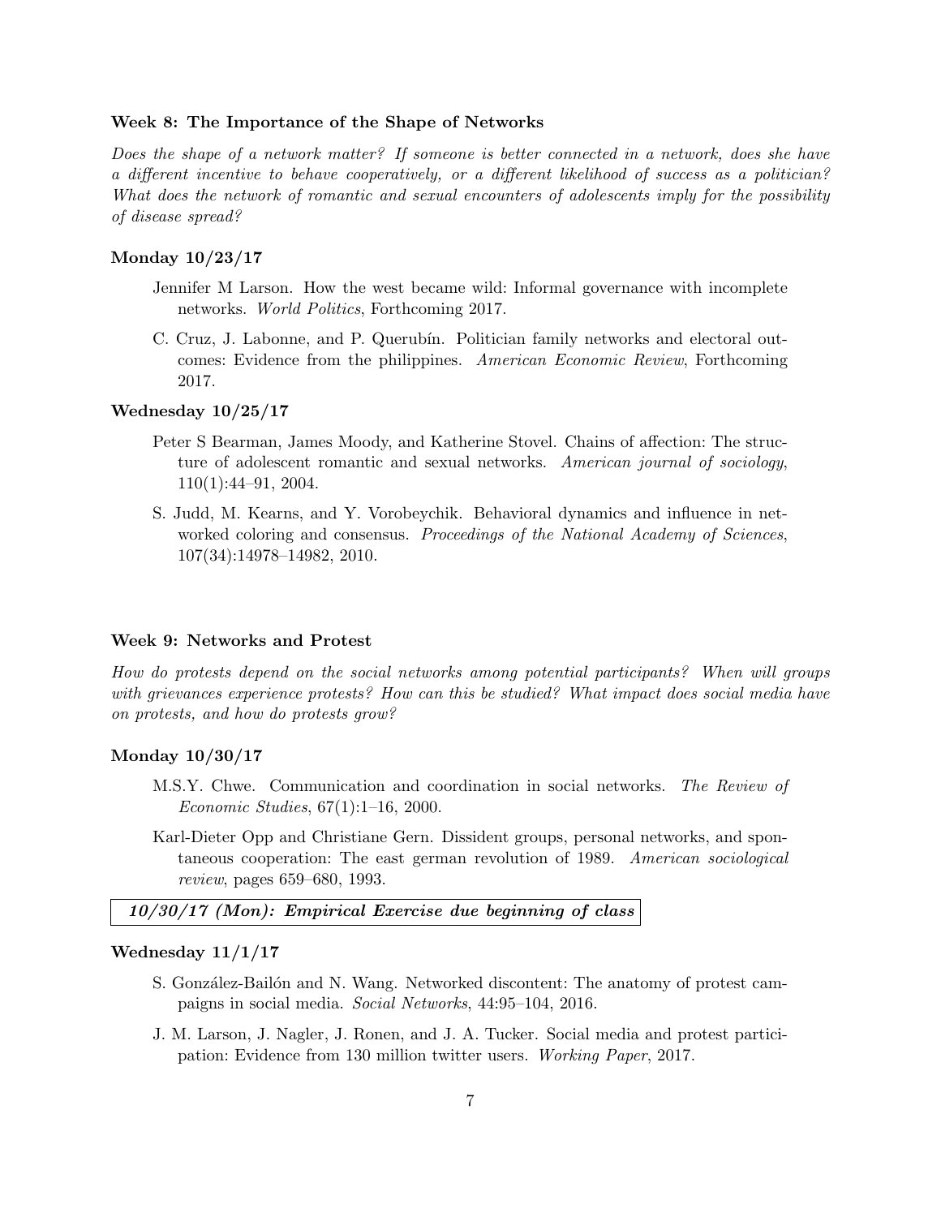### Week 8: The Importance of the Shape of Networks

*Does the shape of a network matter? If someone is better connected in a network, does she have a different incentive to behave cooperatively, or a different likelihood of success as a politician? What does the network of romantic and sexual encounters of adolescents imply for the possibility of disease spread?*

#### Monday 10/23/17

Jennifer M Larson. How the west became wild: Informal governance with incomplete networks. *World Politics*, Forthcoming 2017.

C. Cruz, J. Labonne, and P. Querubín. Politician family networks and electoral outcomes: Evidence from the philippines. *American Economic Review*, Forthcoming 2017.

#### Wednesday 10/25/17

Peter S Bearman, James Moody, and Katherine Stovel. Chains of affection: The structure of adolescent romantic and sexual networks. *American journal of sociology*, 110(1):44–91, 2004.

S. Judd, M. Kearns, and Y. Vorobeychik. Behavioral dynamics and influence in networked coloring and consensus. *Proceedings of the National Academy of Sciences*, 107(34):14978–14982, 2010.

### Week 9: Networks and Protest

*How do protests depend on the social networks among potential participants? When will groups with grievances experience protests? How can this be studied? What impact does social media have on protests, and how do protests grow?*

#### Monday 10/30/17

M.S.Y. Chwe. Communication and coordination in social networks. *The Review of Economic Studies*, 67(1):1–16, 2000.

Karl-Dieter Opp and Christiane Gern. Dissident groups, personal networks, and spontaneous cooperation: The east german revolution of 1989. *American sociological review*, pages 659–680, 1993.

***10/30/17 (Mon): Empirical Exercise due beginning of class***

#### Wednesday 11/1/17

S. González-Bailón and N. Wang. Networked discontent: The anatomy of protest campaigns in social media. *Social Networks*, 44:95–104, 2016.

J. M. Larson, J. Nagler, J. Ronen, and J. A. Tucker. Social media and protest participation: Evidence from 130 million twitter users. *Working Paper*, 2017.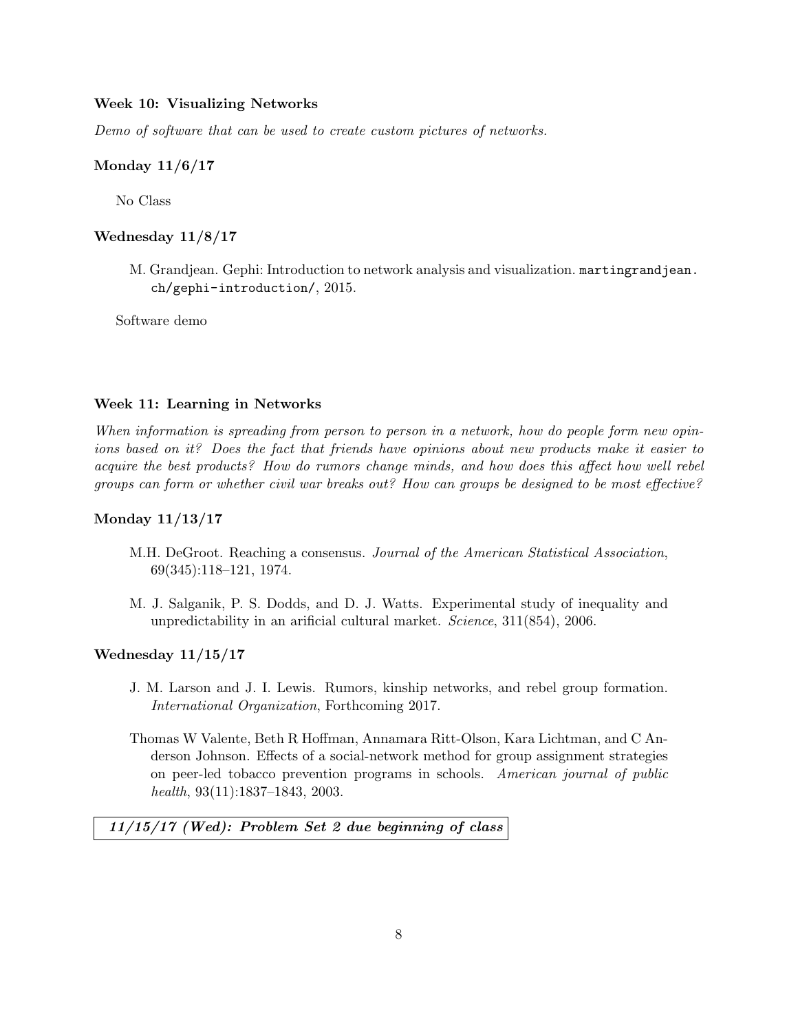### Week 10: Visualizing Networks

*Demo of software that can be used to create custom pictures of networks.*

#### Monday 11/6/17

No Class

#### Wednesday 11/8/17

M. Grandjean. Gephi: Introduction to network analysis and visualization. `martingrandjean.ch/gephi-introduction/`, 2015.

Software demo

### Week 11: Learning in Networks

*When information is spreading from person to person in a network, how do people form new opinions based on it? Does the fact that friends have opinions about new products make it easier to acquire the best products? How do rumors change minds, and how does this affect how well rebel groups can form or whether civil war breaks out? How can groups be designed to be most effective?*

#### Monday 11/13/17

M.H. DeGroot. Reaching a consensus. *Journal of the American Statistical Association*, 69(345):118–121, 1974.

M. J. Salganik, P. S. Dodds, and D. J. Watts. Experimental study of inequality and unpredictability in an arificial cultural market. *Science*, 311(854), 2006.

#### Wednesday 11/15/17

J. M. Larson and J. I. Lewis. Rumors, kinship networks, and rebel group formation. *International Organization*, Forthcoming 2017.

Thomas W Valente, Beth R Hoffman, Annamara Ritt-Olson, Kara Lichtman, and C Anderson Johnson. Effects of a social-network method for group assignment strategies on peer-led tobacco prevention programs in schools. *American journal of public health*, 93(11):1837–1843, 2003.

***11/15/17 (Wed): Problem Set 2 due beginning of class***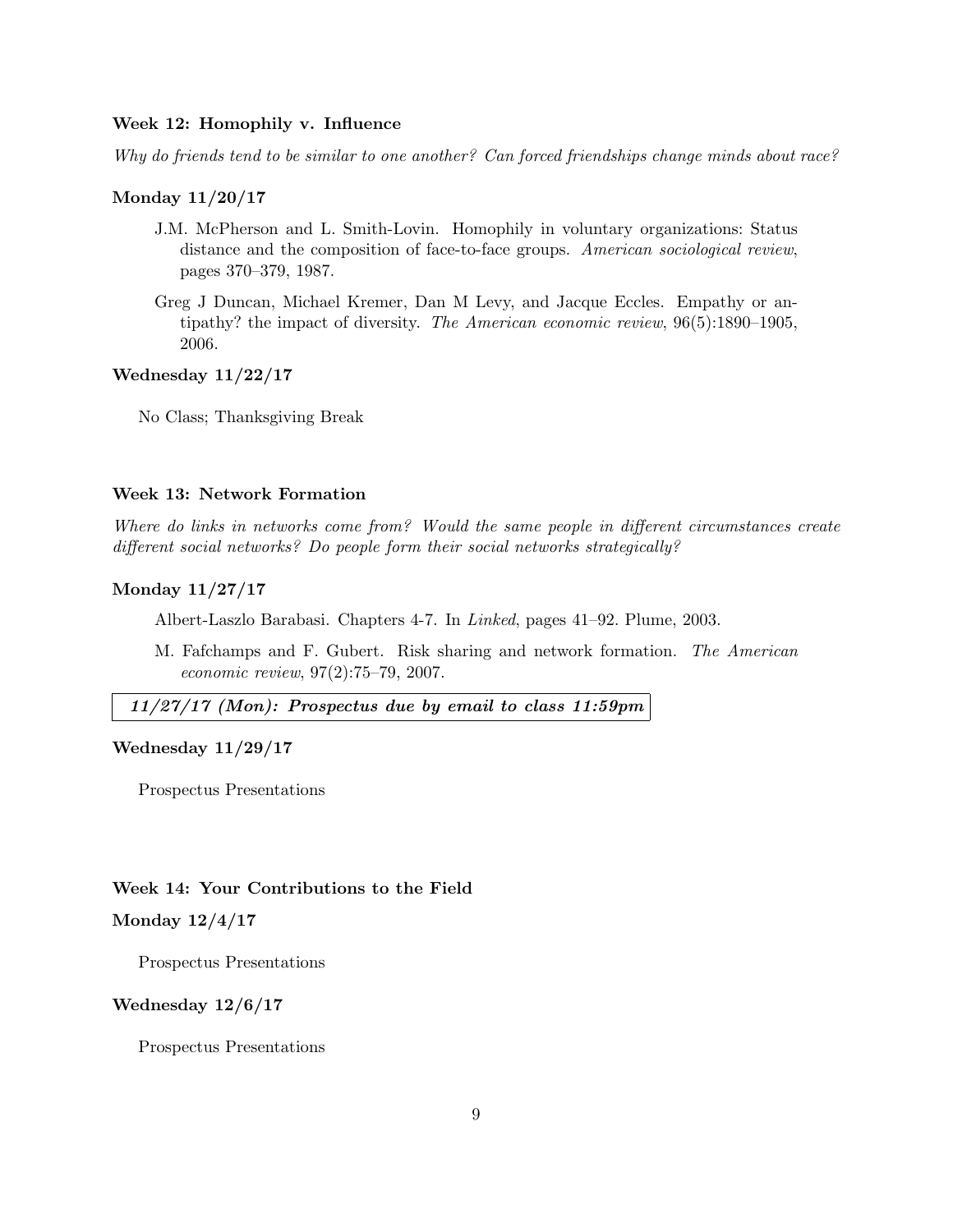### Week 12: Homophily v. Influence

*Why do friends tend to be similar to one another? Can forced friendships change minds about race?*

#### Monday 11/20/17

J.M. McPherson and L. Smith-Lovin. Homophily in voluntary organizations: Status distance and the composition of face-to-face groups. *American sociological review*, pages 370–379, 1987.

Greg J Duncan, Michael Kremer, Dan M Levy, and Jacque Eccles. Empathy or antipathy? the impact of diversity. *The American economic review*, 96(5):1890–1905, 2006.

#### Wednesday 11/22/17

No Class; Thanksgiving Break

### Week 13: Network Formation

*Where do links in networks come from? Would the same people in different circumstances create different social networks? Do people form their social networks strategically?*

#### Monday 11/27/17

Albert-Laszlo Barabasi. Chapters 4-7. In *Linked*, pages 41–92. Plume, 2003.

M. Fafchamps and F. Gubert. Risk sharing and network formation. *The American economic review*, 97(2):75–79, 2007.

***11/27/17 (Mon): Prospectus due by email to class 11:59pm***

#### Wednesday 11/29/17

Prospectus Presentations

### Week 14: Your Contributions to the Field

#### Monday 12/4/17

Prospectus Presentations

#### Wednesday 12/6/17

Prospectus Presentations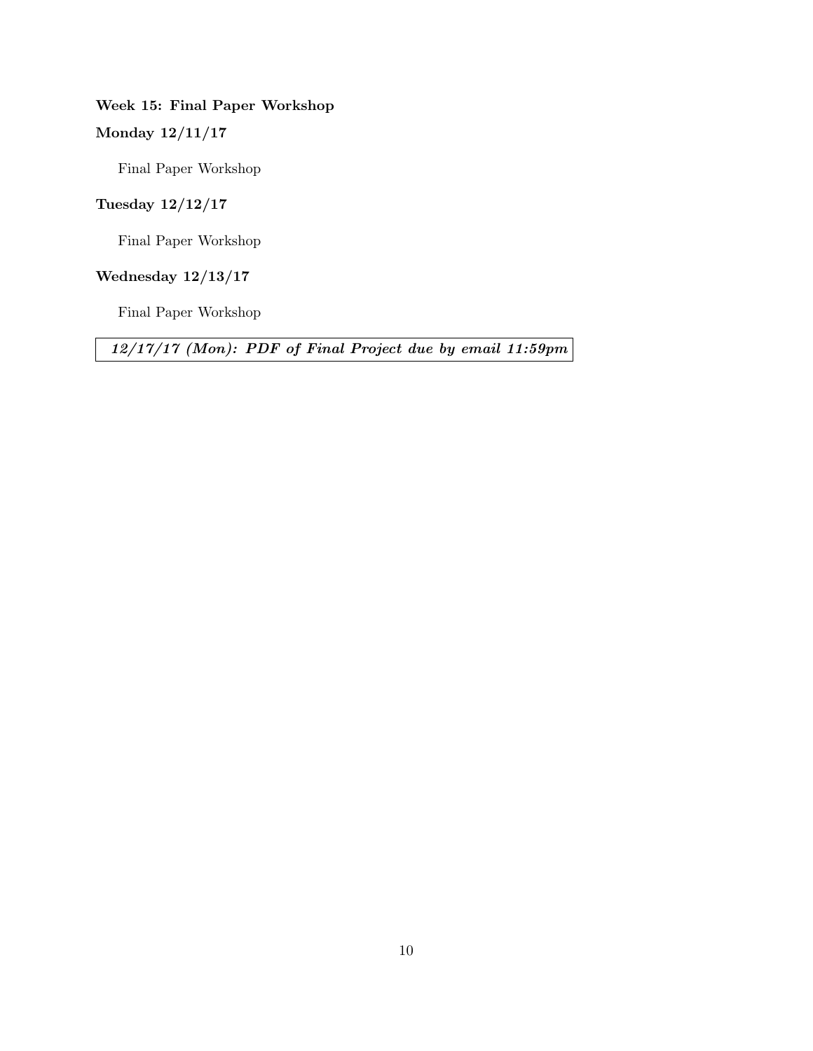**Week 15: Final Paper Workshop**

**Monday 12/11/17**

Final Paper Workshop

**Tuesday 12/12/17**

Final Paper Workshop

**Wednesday 12/13/17**

Final Paper Workshop

***12/17/17 (Mon): PDF of Final Project due by email 11:59pm***